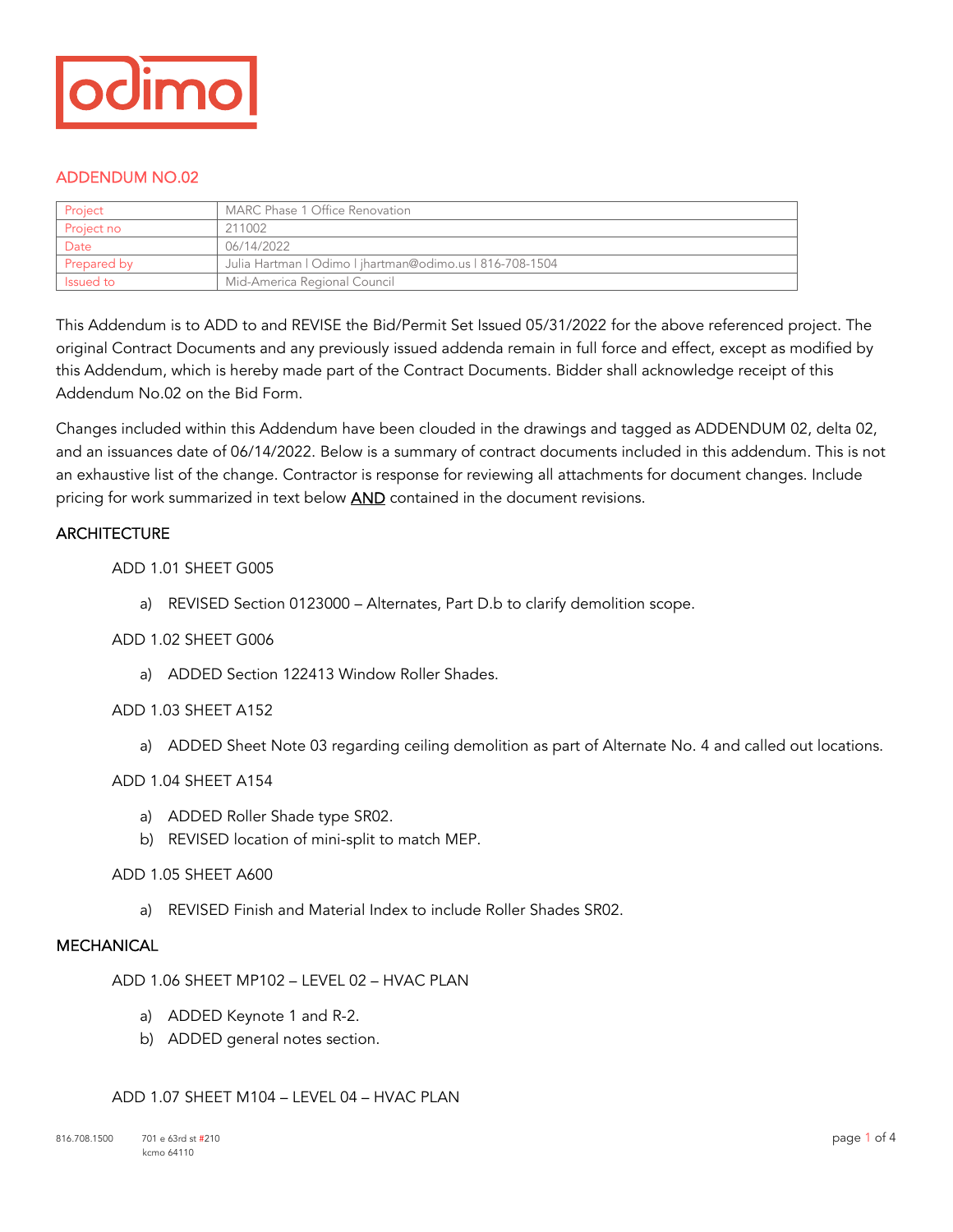odimo

## ADDENDUM NO.02

| Project | MARC Phase 1 Office Renovation |
|---|---|
| Project no | 211002 |
| Date | 06/14/2022 |
| Prepared by | Julia Hartman l Odimo l jhartman@odimo.us l 816-708-1504 |
| Issued to | Mid-America Regional Council |

This Addendum is to ADD to and REVISE the Bid/Permit Set Issued 05/31/2022 for the above referenced project. The original Contract Documents and any previously issued addenda remain in full force and effect, except as modified by this Addendum, which is hereby made part of the Contract Documents. Bidder shall acknowledge receipt of this Addendum No.02 on the Bid Form.

Changes included within this Addendum have been clouded in the drawings and tagged as ADDENDUM 02, delta 02, and an issuances date of 06/14/2022. Below is a summary of contract documents included in this addendum. This is not an exhaustive list of the change. Contractor is response for reviewing all attachments for document changes. Include pricing for work summarized in text below AND contained in the document revisions.

### ARCHITECTURE

ADD 1.01 SHEET G005

a) REVISED Section 0123000 – Alternates, Part D.b to clarify demolition scope.

ADD 1.02 SHEET G006

a) ADDED Section 122413 Window Roller Shades.

ADD 1.03 SHEET A152

a) ADDED Sheet Note 03 regarding ceiling demolition as part of Alternate No. 4 and called out locations.

ADD 1.04 SHEET A154

a) ADDED Roller Shade type SR02.
b) REVISED location of mini-split to match MEP.

ADD 1.05 SHEET A600

a) REVISED Finish and Material Index to include Roller Shades SR02.

### MECHANICAL

ADD 1.06 SHEET MP102 – LEVEL 02 – HVAC PLAN

a) ADDED Keynote 1 and R-2.
b) ADDED general notes section.

ADD 1.07 SHEET M104 – LEVEL 04 – HVAC PLAN

816.708.1500 701 e 63rd st #210 kcmo 64110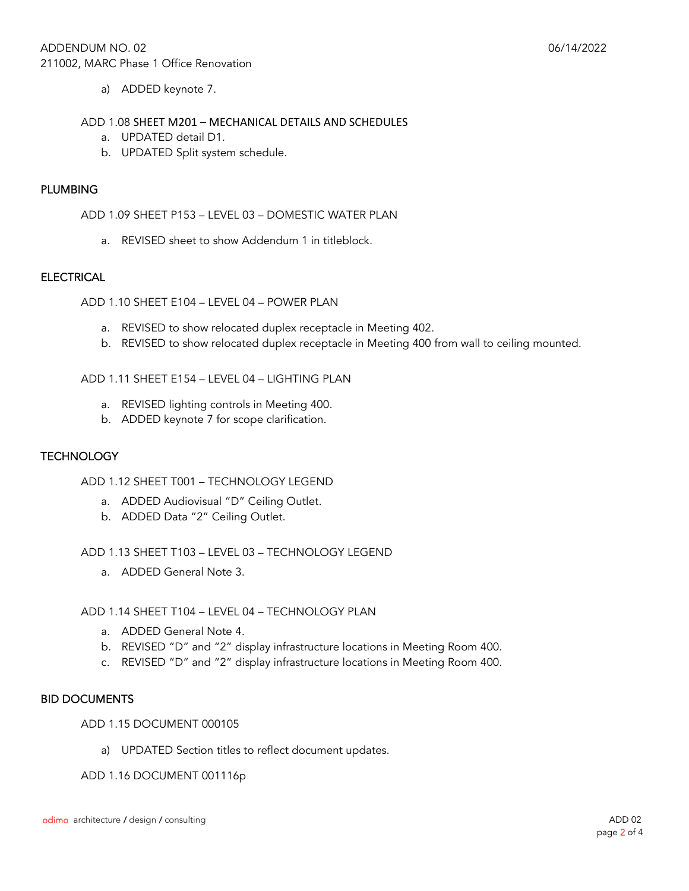a) ADDED keynote 7.

ADD 1.08 SHEET M201 – MECHANICAL DETAILS AND SCHEDULES

a. UPDATED detail D1.
b. UPDATED Split system schedule.

## PLUMBING

ADD 1.09 SHEET P153 – LEVEL 03 – DOMESTIC WATER PLAN

a. REVISED sheet to show Addendum 1 in titleblock.

## ELECTRICAL

ADD 1.10 SHEET E104 – LEVEL 04 – POWER PLAN

a. REVISED to show relocated duplex receptacle in Meeting 402.
b. REVISED to show relocated duplex receptacle in Meeting 400 from wall to ceiling mounted.

ADD 1.11 SHEET E154 – LEVEL 04 – LIGHTING PLAN

a. REVISED lighting controls in Meeting 400.
b. ADDED keynote 7 for scope clarification.

## TECHNOLOGY

ADD 1.12 SHEET T001 – TECHNOLOGY LEGEND

a. ADDED Audiovisual "D" Ceiling Outlet.
b. ADDED Data "2" Ceiling Outlet.

ADD 1.13 SHEET T103 – LEVEL 03 – TECHNOLOGY LEGEND

a. ADDED General Note 3.

ADD 1.14 SHEET T104 – LEVEL 04 – TECHNOLOGY PLAN

a. ADDED General Note 4.
b. REVISED "D" and "2" display infrastructure locations in Meeting Room 400.
c. REVISED "D" and "2" display infrastructure locations in Meeting Room 400.

## BID DOCUMENTS

ADD 1.15 DOCUMENT 000105

a) UPDATED Section titles to reflect document updates.

ADD 1.16 DOCUMENT 001116p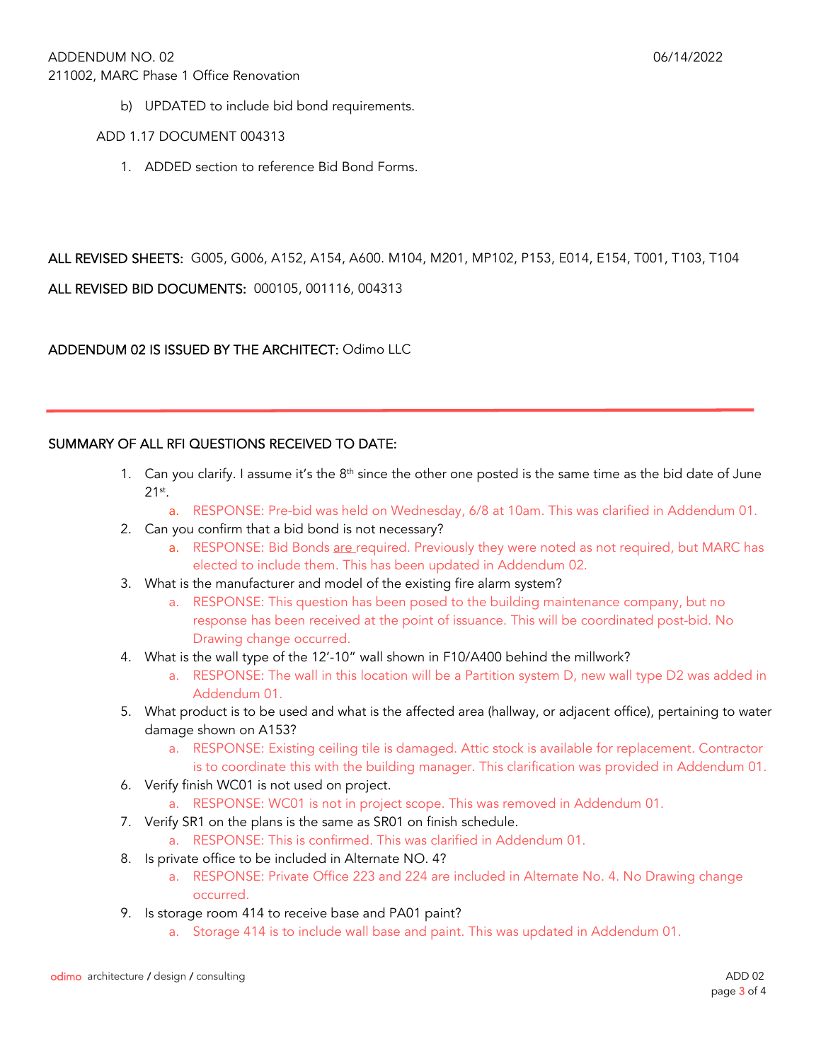b) UPDATED to include bid bond requirements.

ADD 1.17 DOCUMENT 004313

1. ADDED section to reference Bid Bond Forms.

**ALL REVISED SHEETS:** G005, G006, A152, A154, A600. M104, M201, MP102, P153, E014, E154, T001, T103, T104

**ALL REVISED BID DOCUMENTS:** 000105, 001116, 004313

**ADDENDUM 02 IS ISSUED BY THE ARCHITECT:** Odimo LLC

---

## SUMMARY OF ALL RFI QUESTIONS RECEIVED TO DATE:

1. Can you clarify. I assume it's the 8th since the other one posted is the same time as the bid date of June 21st.
   a. RESPONSE: Pre-bid was held on Wednesday, 6/8 at 10am. This was clarified in Addendum 01.
2. Can you confirm that a bid bond is not necessary?
   a. RESPONSE: Bid Bonds are required. Previously they were noted as not required, but MARC has elected to include them. This has been updated in Addendum 02.
3. What is the manufacturer and model of the existing fire alarm system?
   a. RESPONSE: This question has been posed to the building maintenance company, but no response has been received at the point of issuance. This will be coordinated post-bid. No Drawing change occurred.
4. What is the wall type of the 12'-10" wall shown in F10/A400 behind the millwork?
   a. RESPONSE: The wall in this location will be a Partition system D, new wall type D2 was added in Addendum 01.
5. What product is to be used and what is the affected area (hallway, or adjacent office), pertaining to water damage shown on A153?
   a. RESPONSE: Existing ceiling tile is damaged. Attic stock is available for replacement. Contractor is to coordinate this with the building manager. This clarification was provided in Addendum 01.
6. Verify finish WC01 is not used on project.
   a. RESPONSE: WC01 is not in project scope. This was removed in Addendum 01.
7. Verify SR1 on the plans is the same as SR01 on finish schedule.
   a. RESPONSE: This is confirmed. This was clarified in Addendum 01.
8. Is private office to be included in Alternate NO. 4?
   a. RESPONSE: Private Office 223 and 224 are included in Alternate No. 4. No Drawing change occurred.
9. Is storage room 414 to receive base and PA01 paint?
   a. Storage 414 is to include wall base and paint. This was updated in Addendum 01.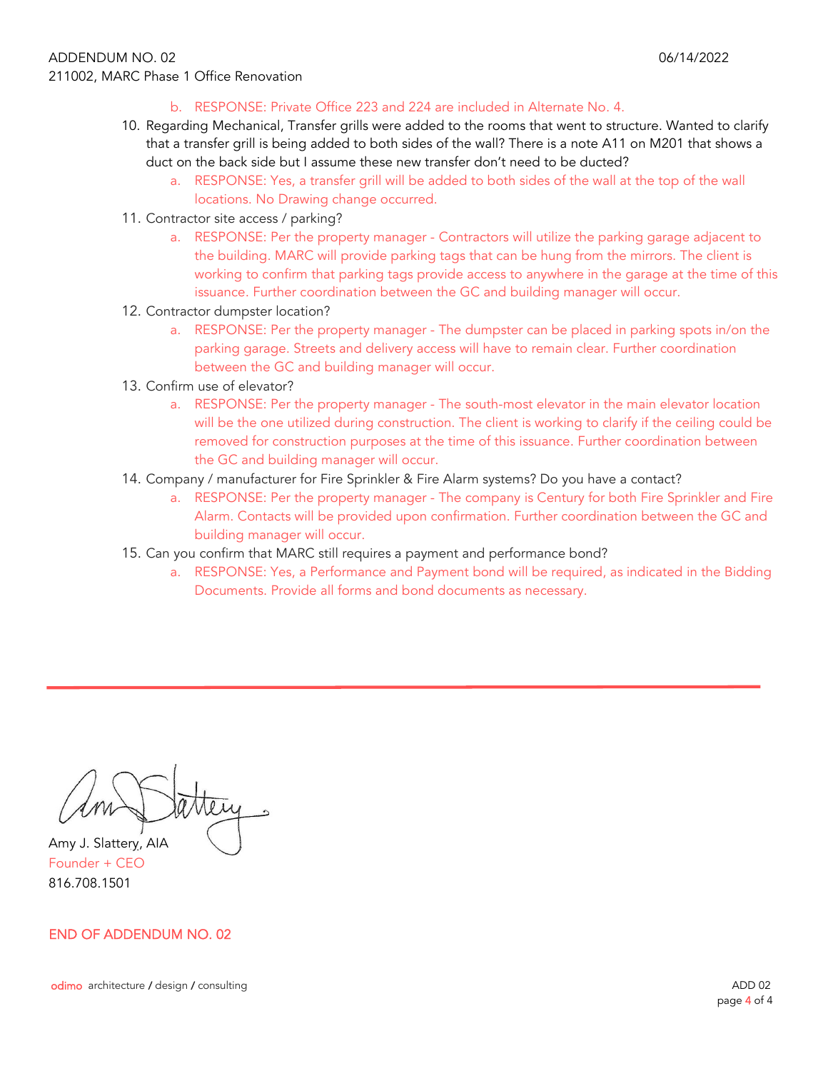b. RESPONSE: Private Office 223 and 224 are included in Alternate No. 4.

10. Regarding Mechanical, Transfer grills were added to the rooms that went to structure. Wanted to clarify that a transfer grill is being added to both sides of the wall? There is a note A11 on M201 that shows a duct on the back side but I assume these new transfer don't need to be ducted?
    a. RESPONSE: Yes, a transfer grill will be added to both sides of the wall at the top of the wall locations. No Drawing change occurred.
11. Contractor site access / parking?
    a. RESPONSE: Per the property manager - Contractors will utilize the parking garage adjacent to the building. MARC will provide parking tags that can be hung from the mirrors. The client is working to confirm that parking tags provide access to anywhere in the garage at the time of this issuance. Further coordination between the GC and building manager will occur.
12. Contractor dumpster location?
    a. RESPONSE: Per the property manager - The dumpster can be placed in parking spots in/on the parking garage. Streets and delivery access will have to remain clear. Further coordination between the GC and building manager will occur.
13. Confirm use of elevator?
    a. RESPONSE: Per the property manager - The south-most elevator in the main elevator location will be the one utilized during construction. The client is working to clarify if the ceiling could be removed for construction purposes at the time of this issuance. Further coordination between the GC and building manager will occur.
14. Company / manufacturer for Fire Sprinkler & Fire Alarm systems? Do you have a contact?
    a. RESPONSE: Per the property manager - The company is Century for both Fire Sprinkler and Fire Alarm. Contacts will be provided upon confirmation. Further coordination between the GC and building manager will occur.
15. Can you confirm that MARC still requires a payment and performance bond?
    a. RESPONSE: Yes, a Performance and Payment bond will be required, as indicated in the Bidding Documents. Provide all forms and bond documents as necessary.

---

Amy J. Slattery, AIA
Founder + CEO
816.708.1501

END OF ADDENDUM NO. 02